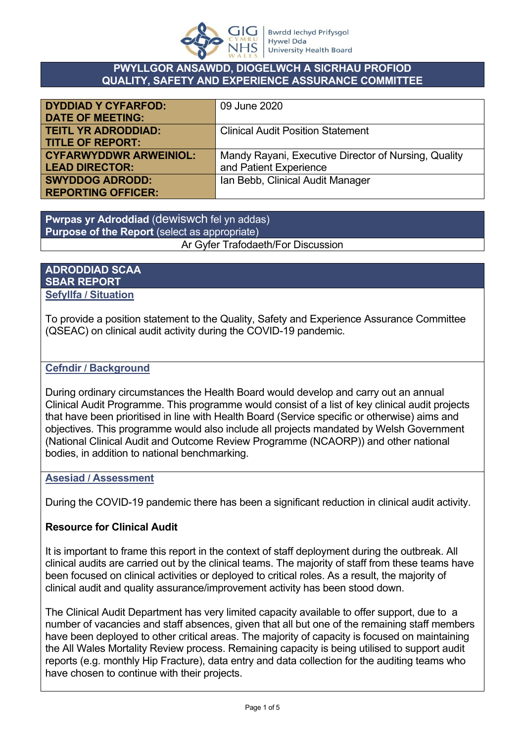**PWYLLGOR ANSAWDD, DIOGELWCH A SICRHAU PROFIOD**
**QUALITY, SAFETY AND EXPERIENCE ASSURANCE COMMITTEE**

| | |
|---|---|
| **DYDDIAD Y CYFARFOD: DATE OF MEETING:** | 09 June 2020 |
| **TEITL YR ADRODDIAD: TITLE OF REPORT:** | Clinical Audit Position Statement |
| **CYFARWYDDWR ARWEINIOL: LEAD DIRECTOR:** | Mandy Rayani, Executive Director of Nursing, Quality and Patient Experience |
| **SWYDDOG ADRODD: REPORTING OFFICER:** | Ian Bebb, Clinical Audit Manager |

**Pwrpas yr Adroddiad** (dewiswch fel yn addas)
**Purpose of the Report** (select as appropriate)

Ar Gyfer Trafodaeth/For Discussion

**ADRODDIAD SCAA**
**SBAR REPORT**

**Sefyllfa / Situation**

To provide a position statement to the Quality, Safety and Experience Assurance Committee (QSEAC) on clinical audit activity during the COVID-19 pandemic.

**Cefndir / Background**

During ordinary circumstances the Health Board would develop and carry out an annual Clinical Audit Programme. This programme would consist of a list of key clinical audit projects that have been prioritised in line with Health Board (Service specific or otherwise) aims and objectives. This programme would also include all projects mandated by Welsh Government (National Clinical Audit and Outcome Review Programme (NCAORP)) and other national bodies, in addition to national benchmarking.

**Asesiad / Assessment**

During the COVID-19 pandemic there has been a significant reduction in clinical audit activity.

**Resource for Clinical Audit**

It is important to frame this report in the context of staff deployment during the outbreak. All clinical audits are carried out by the clinical teams. The majority of staff from these teams have been focused on clinical activities or deployed to critical roles. As a result, the majority of clinical audit and quality assurance/improvement activity has been stood down.

The Clinical Audit Department has very limited capacity available to offer support, due to a number of vacancies and staff absences, given that all but one of the remaining staff members have been deployed to other critical areas. The majority of capacity is focused on maintaining the All Wales Mortality Review process. Remaining capacity is being utilised to support audit reports (e.g. monthly Hip Fracture), data entry and data collection for the auditing teams who have chosen to continue with their projects.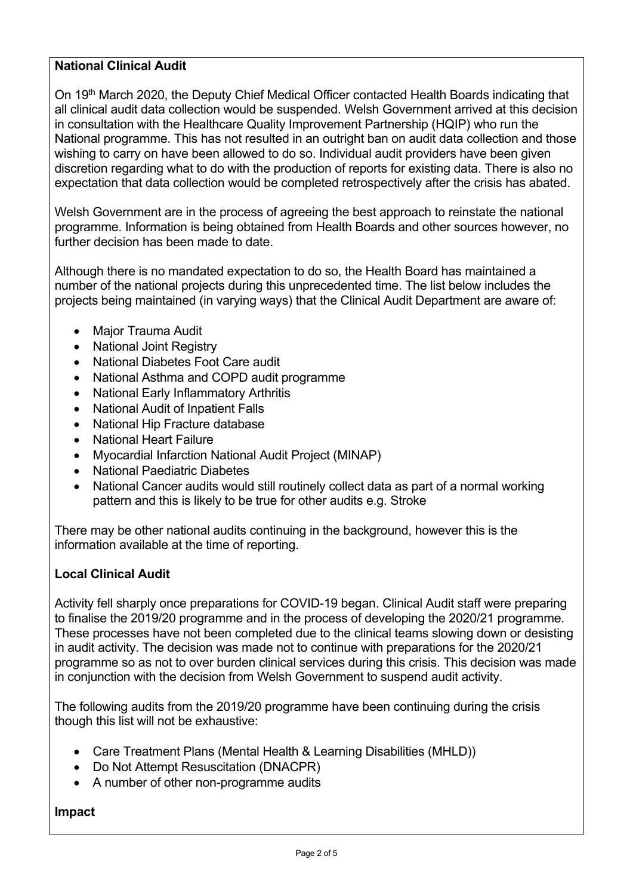**National Clinical Audit**

On 19th March 2020, the Deputy Chief Medical Officer contacted Health Boards indicating that all clinical audit data collection would be suspended. Welsh Government arrived at this decision in consultation with the Healthcare Quality Improvement Partnership (HQIP) who run the National programme. This has not resulted in an outright ban on audit data collection and those wishing to carry on have been allowed to do so. Individual audit providers have been given discretion regarding what to do with the production of reports for existing data. There is also no expectation that data collection would be completed retrospectively after the crisis has abated.

Welsh Government are in the process of agreeing the best approach to reinstate the national programme. Information is being obtained from Health Boards and other sources however, no further decision has been made to date.

Although there is no mandated expectation to do so, the Health Board has maintained a number of the national projects during this unprecedented time. The list below includes the projects being maintained (in varying ways) that the Clinical Audit Department are aware of:

- Major Trauma Audit
- National Joint Registry
- National Diabetes Foot Care audit
- National Asthma and COPD audit programme
- National Early Inflammatory Arthritis
- National Audit of Inpatient Falls
- National Hip Fracture database
- National Heart Failure
- Myocardial Infarction National Audit Project (MINAP)
- National Paediatric Diabetes
- National Cancer audits would still routinely collect data as part of a normal working pattern and this is likely to be true for other audits e.g. Stroke

There may be other national audits continuing in the background, however this is the information available at the time of reporting.

**Local Clinical Audit**

Activity fell sharply once preparations for COVID-19 began. Clinical Audit staff were preparing to finalise the 2019/20 programme and in the process of developing the 2020/21 programme. These processes have not been completed due to the clinical teams slowing down or desisting in audit activity. The decision was made not to continue with preparations for the 2020/21 programme so as not to over burden clinical services during this crisis. This decision was made in conjunction with the decision from Welsh Government to suspend audit activity.

The following audits from the 2019/20 programme have been continuing during the crisis though this list will not be exhaustive:

- Care Treatment Plans (Mental Health & Learning Disabilities (MHLD))
- Do Not Attempt Resuscitation (DNACPR)
- A number of other non-programme audits

**Impact**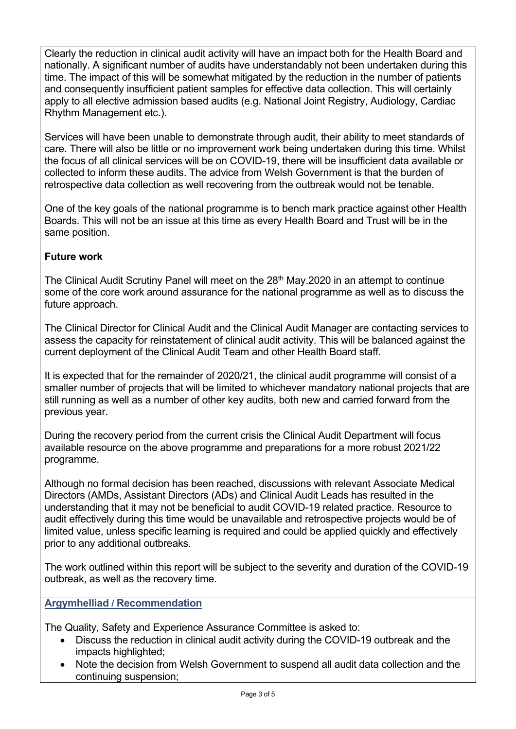Clearly the reduction in clinical audit activity will have an impact both for the Health Board and nationally. A significant number of audits have understandably not been undertaken during this time. The impact of this will be somewhat mitigated by the reduction in the number of patients and consequently insufficient patient samples for effective data collection. This will certainly apply to all elective admission based audits (e.g. National Joint Registry, Audiology, Cardiac Rhythm Management etc.).

Services will have been unable to demonstrate through audit, their ability to meet standards of care. There will also be little or no improvement work being undertaken during this time. Whilst the focus of all clinical services will be on COVID-19, there will be insufficient data available or collected to inform these audits. The advice from Welsh Government is that the burden of retrospective data collection as well recovering from the outbreak would not be tenable.

One of the key goals of the national programme is to bench mark practice against other Health Boards. This will not be an issue at this time as every Health Board and Trust will be in the same position.

**Future work**

The Clinical Audit Scrutiny Panel will meet on the 28th May.2020 in an attempt to continue some of the core work around assurance for the national programme as well as to discuss the future approach.

The Clinical Director for Clinical Audit and the Clinical Audit Manager are contacting services to assess the capacity for reinstatement of clinical audit activity. This will be balanced against the current deployment of the Clinical Audit Team and other Health Board staff.

It is expected that for the remainder of 2020/21, the clinical audit programme will consist of a smaller number of projects that will be limited to whichever mandatory national projects that are still running as well as a number of other key audits, both new and carried forward from the previous year.

During the recovery period from the current crisis the Clinical Audit Department will focus available resource on the above programme and preparations for a more robust 2021/22 programme.

Although no formal decision has been reached, discussions with relevant Associate Medical Directors (AMDs, Assistant Directors (ADs) and Clinical Audit Leads has resulted in the understanding that it may not be beneficial to audit COVID-19 related practice. Resource to audit effectively during this time would be unavailable and retrospective projects would be of limited value, unless specific learning is required and could be applied quickly and effectively prior to any additional outbreaks.

The work outlined within this report will be subject to the severity and duration of the COVID-19 outbreak, as well as the recovery time.

**Argymhelliad / Recommendation**

The Quality, Safety and Experience Assurance Committee is asked to:

- Discuss the reduction in clinical audit activity during the COVID-19 outbreak and the impacts highlighted;
- Note the decision from Welsh Government to suspend all audit data collection and the continuing suspension;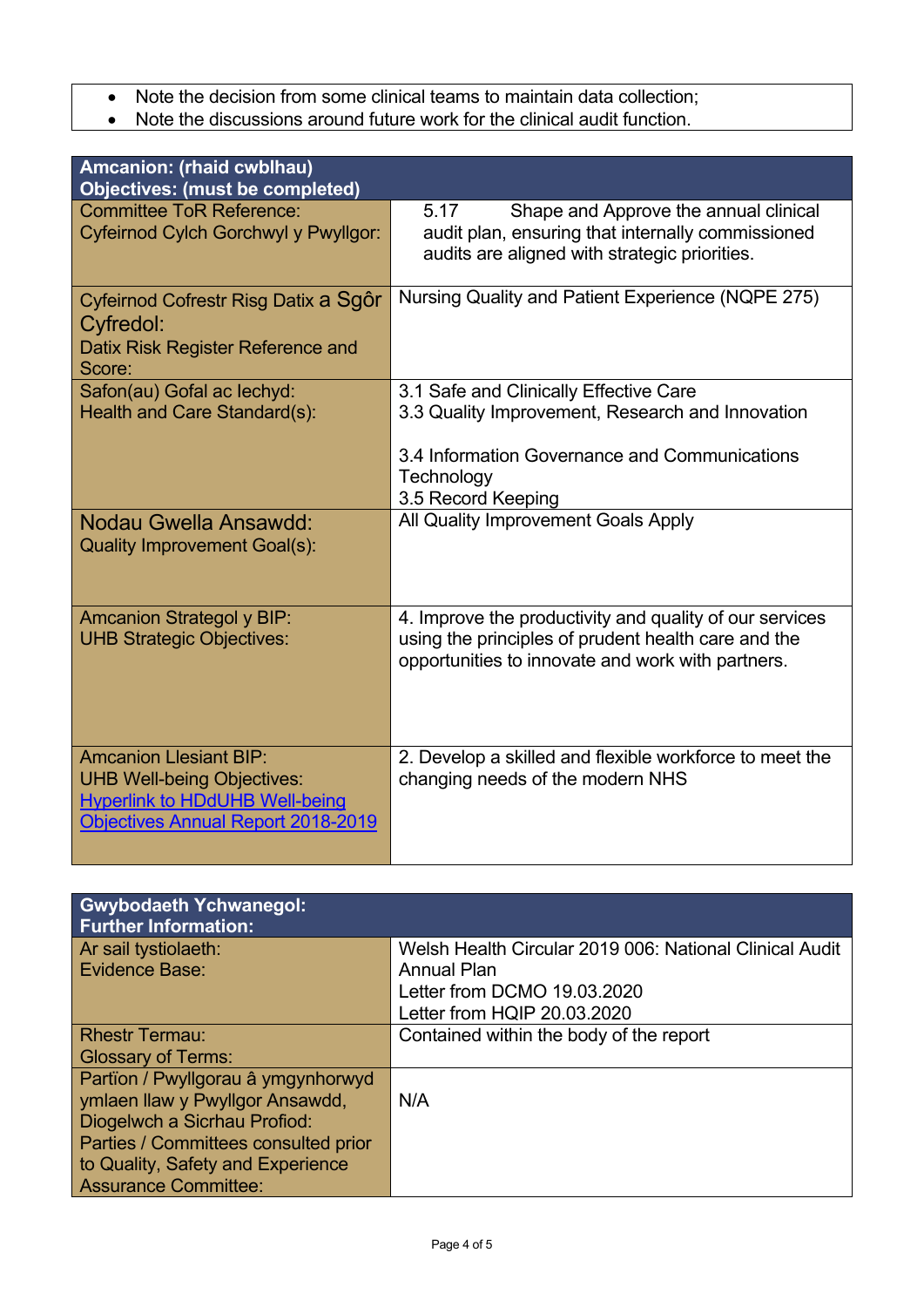- Note the decision from some clinical teams to maintain data collection;
- Note the discussions around future work for the clinical audit function.

| **Amcanion: (rhaid cwblhau)**<br>**Objectives: (must be completed)** | |
|---|---|
| Committee ToR Reference:<br>Cyfeirnod Cylch Gorchwyl y Pwyllgor: | 5.17 Shape and Approve the annual clinical audit plan, ensuring that internally commissioned audits are aligned with strategic priorities. |
| Cyfeirnod Cofrestr Risg Datix a Sgôr Cyfredol:<br>Datix Risk Register Reference and Score: | Nursing Quality and Patient Experience (NQPE 275) |
| Safon(au) Gofal ac Iechyd:<br>Health and Care Standard(s): | 3.1 Safe and Clinically Effective Care<br>3.3 Quality Improvement, Research and Innovation<br><br>3.4 Information Governance and Communications Technology<br>3.5 Record Keeping |
| Nodau Gwella Ansawdd:<br>Quality Improvement Goal(s): | All Quality Improvement Goals Apply |
| Amcanion Strategol y BIP:<br>UHB Strategic Objectives: | 4. Improve the productivity and quality of our services using the principles of prudent health care and the opportunities to innovate and work with partners. |
| Amcanion Llesiant BIP:<br>UHB Well-being Objectives:<br>[Hyperlink to HDdUHB Well-being Objectives Annual Report 2018-2019] | 2. Develop a skilled and flexible workforce to meet the changing needs of the modern NHS |

| **Gwybodaeth Ychwanegol:**<br>**Further Information:** | |
|---|---|
| Ar sail tystiolaeth:<br>Evidence Base: | Welsh Health Circular 2019 006: National Clinical Audit Annual Plan<br>Letter from DCMO 19.03.2020<br>Letter from HQIP 20.03.2020 |
| Rhestr Termau:<br>Glossary of Terms: | Contained within the body of the report |
| Partïon / Pwyllgorau â ymgynhorwyd ymlaen llaw y Pwyllgor Ansawdd, Diogelwch a Sicrhau Profiod:<br>Parties / Committees consulted prior to Quality, Safety and Experience Assurance Committee: | N/A |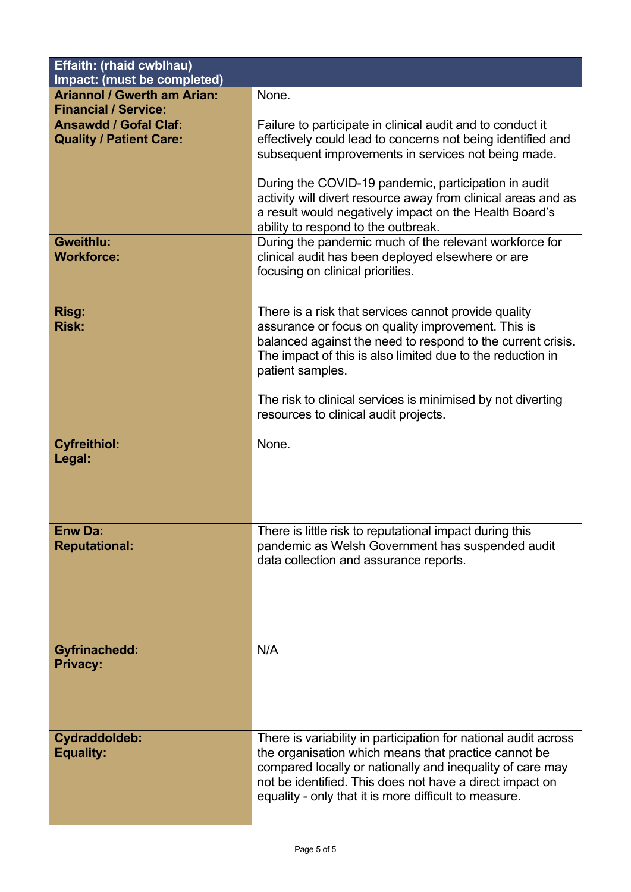| Effaith: (rhaid cwblhau)<br>Impact: (must be completed) | |
|---|---|
| **Ariannol / Gwerth am Arian:**<br>**Financial / Service:** | None. |
| **Ansawdd / Gofal Claf:**<br>**Quality / Patient Care:** | Failure to participate in clinical audit and to conduct it effectively could lead to concerns not being identified and subsequent improvements in services not being made.<br><br>During the COVID-19 pandemic, participation in audit activity will divert resource away from clinical areas and as a result would negatively impact on the Health Board's ability to respond to the outbreak. |
| **Gweithlu:**<br>**Workforce:** | During the pandemic much of the relevant workforce for clinical audit has been deployed elsewhere or are focusing on clinical priorities. |
| **Risg:**<br>**Risk:** | There is a risk that services cannot provide quality assurance or focus on quality improvement. This is balanced against the need to respond to the current crisis. The impact of this is also limited due to the reduction in patient samples.<br><br>The risk to clinical services is minimised by not diverting resources to clinical audit projects. |
| **Cyfreithiol:**<br>**Legal:** | None. |
| **Enw Da:**<br>**Reputational:** | There is little risk to reputational impact during this pandemic as Welsh Government has suspended audit data collection and assurance reports. |
| **Gyfrinachedd:**<br>**Privacy:** | N/A |
| **Cydraddoldeb:**<br>**Equality:** | There is variability in participation for national audit across the organisation which means that practice cannot be compared locally or nationally and inequality of care may not be identified. This does not have a direct impact on equality - only that it is more difficult to measure. |